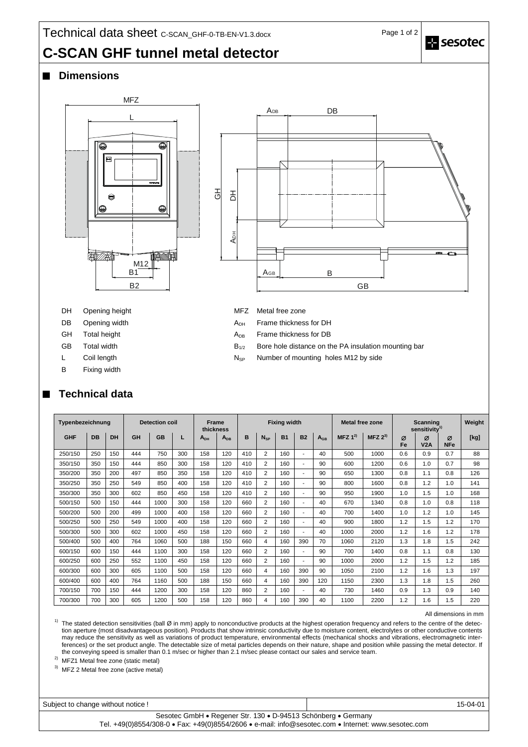# Technical data sheet C-SCAN_GHF-0-TB-EN-V1.3.docx

# C-SCAN GHF tunnel metal detector

## Dimensions

- DH Opening height
- DB Opening width
- GH Total height
- GB Total width
- L Coil length
- B Fixing width
- MFZ Metal free zone
- $A_{DH}$ Frame thickness for DH
- $A_{DB}$ Frame thickness for DB
- $B_{1/2}$ Bore hole distance on the PA insulation mounting bar
- $N_{SP}$ Number of mounting holes M12 by side

## Technical data

| Typenbezeichnung | | | Detection coil | | | Frame thickness | | Fixing width | | | | | Metal free zone | | Scanning sensitivity[1] | | | Weight |
|---|---|---|---|---|---|---|---|---|---|---|---|---|---|---|---|---|---|---|
| GHF | DB | DH | GH | GB | L | $A_{DH}$ | $A_{DB}$ | B | $N_{SP}$ | B1 | B2 | $A_{GB}$ | MFZ 1[2] | MFZ 2[3] | Ø Fe | Ø V2A | Ø NFe | [kg] |
| 250/150 | 250 | 150 | 444 | 750 | 300 | 158 | 120 | 410 | 2 | 160 | - | 40 | 500 | 1000 | 0.6 | 0.9 | 0.7 | 88 |
| 350/150 | 350 | 150 | 444 | 850 | 300 | 158 | 120 | 410 | 2 | 160 | - | 90 | 600 | 1200 | 0.6 | 1.0 | 0.7 | 98 |
| 350/200 | 350 | 200 | 497 | 850 | 350 | 158 | 120 | 410 | 2 | 160 | - | 90 | 650 | 1300 | 0.8 | 1.1 | 0.8 | 126 |
| 350/250 | 350 | 250 | 549 | 850 | 400 | 158 | 120 | 410 | 2 | 160 | - | 90 | 800 | 1600 | 0.8 | 1.2 | 1.0 | 141 |
| 350/300 | 350 | 300 | 602 | 850 | 450 | 158 | 120 | 410 | 2 | 160 | - | 90 | 950 | 1900 | 1.0 | 1.5 | 1.0 | 168 |
| 500/150 | 500 | 150 | 444 | 1000 | 300 | 158 | 120 | 660 | 2 | 160 | - | 40 | 670 | 1340 | 0.8 | 1.0 | 0.8 | 118 |
| 500/200 | 500 | 200 | 499 | 1000 | 400 | 158 | 120 | 660 | 2 | 160 | - | 40 | 700 | 1400 | 1.0 | 1.2 | 1.0 | 145 |
| 500/250 | 500 | 250 | 549 | 1000 | 400 | 158 | 120 | 660 | 2 | 160 | - | 40 | 900 | 1800 | 1.2 | 1.5 | 1.2 | 170 |
| 500/300 | 500 | 300 | 602 | 1000 | 450 | 158 | 120 | 660 | 2 | 160 | - | 40 | 1000 | 2000 | 1.2 | 1.6 | 1.2 | 178 |
| 500/400 | 500 | 400 | 764 | 1060 | 500 | 188 | 150 | 660 | 4 | 160 | 390 | 70 | 1060 | 2120 | 1.3 | 1.8 | 1.5 | 242 |
| 600/150 | 600 | 150 | 444 | 1100 | 300 | 158 | 120 | 660 | 2 | 160 | - | 90 | 700 | 1400 | 0.8 | 1.1 | 0.8 | 130 |
| 600/250 | 600 | 250 | 552 | 1100 | 450 | 158 | 120 | 660 | 2 | 160 | - | 90 | 1000 | 2000 | 1.2 | 1.5 | 1.2 | 185 |
| 600/300 | 600 | 300 | 605 | 1100 | 500 | 158 | 120 | 660 | 4 | 160 | 390 | 90 | 1050 | 2100 | 1.2 | 1.6 | 1.3 | 197 |
| 600/400 | 600 | 400 | 764 | 1160 | 500 | 188 | 150 | 660 | 4 | 160 | 390 | 120 | 1150 | 2300 | 1.3 | 1.8 | 1.5 | 260 |
| 700/150 | 700 | 150 | 444 | 1200 | 300 | 158 | 120 | 860 | 2 | 160 | - | 40 | 730 | 1460 | 0.9 | 1.3 | 0.9 | 140 |
| 700/300 | 700 | 300 | 605 | 1200 | 500 | 158 | 120 | 860 | 4 | 160 | 390 | 40 | 1100 | 2200 | 1.2 | 1.6 | 1.5 | 220 |

All dimensions in mm

[1] The stated detection sensitivities (ball Ø in mm) apply to nonconductive products at the highest operation frequency and refers to the centre of the detection aperture (most disadvantageous position). Products that show intrinsic conductivity due to moisture content, electrolytes or other conductive contents may reduce the sensitivity as well as variations of product temperature, environmental effects (mechanical shocks and vibrations, electromagnetic interferences) or the set product angle. The detectable size of metal particles depends on their nature, shape and position while passing the metal detector. If the conveying speed is smaller than 0.1 m/sec or higher than 2.1 m/sec please contact our sales and service team.

[2] MFZ1 Metal free zone (static metal)

[3] MFZ 2 Metal free zone (active metal)

Subject to change without notice ! 15-04-01

Sesotec GmbH • Regener Str. 130 • D-94513 Schönberg • Germany
Tel. +49(0)8554/308-0 • Fax: +49(0)8554/2606 • e-mail: info@sesotec.com • Internet: www.sesotec.com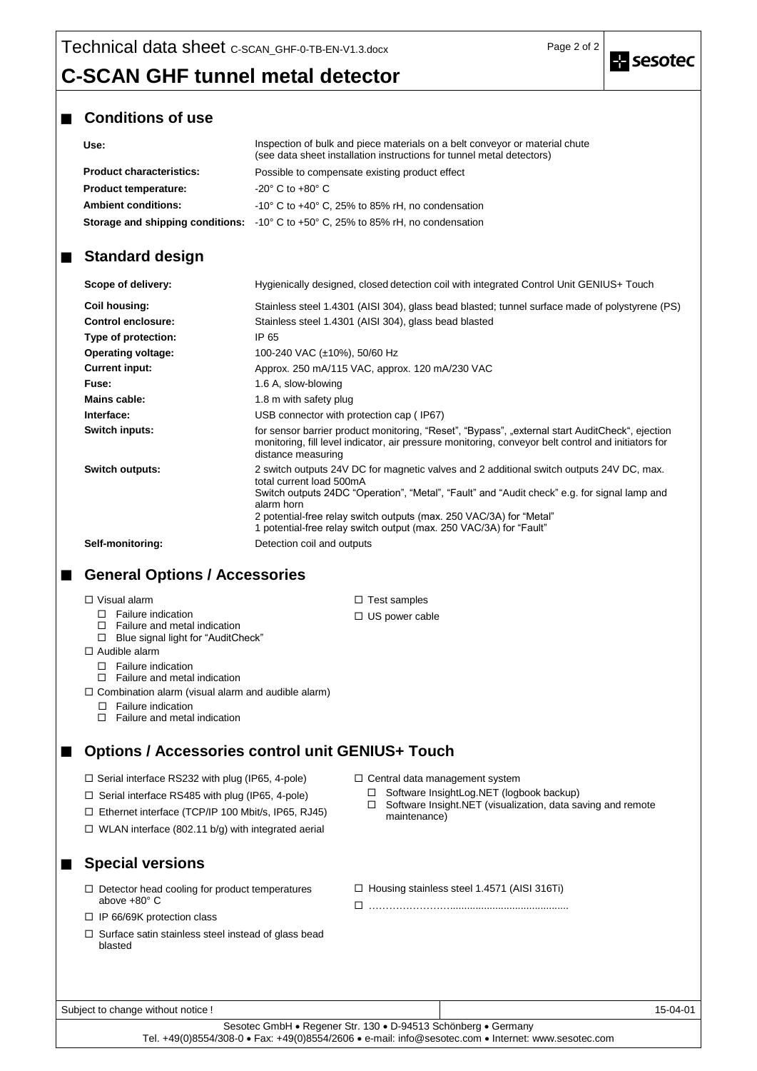## Conditions of use

| | |
|---|---|
| **Use:** | Inspection of bulk and piece materials on a belt conveyor or material chute (see data sheet installation instructions for tunnel metal detectors) |
| **Product characteristics:** | Possible to compensate existing product effect |
| **Product temperature:** | -20° C to +80° C |
| **Ambient conditions:** | -10° C to +40° C, 25% to 85% rH, no condensation |
| **Storage and shipping conditions:** | -10° C to +50° C, 25% to 85% rH, no condensation |

## Standard design

| | |
|---|---|
| **Scope of delivery:** | Hygienically designed, closed detection coil with integrated Control Unit GENIUS+ Touch |
| **Coil housing:** | Stainless steel 1.4301 (AISI 304), glass bead blasted; tunnel surface made of polystyrene (PS) |
| **Control enclosure:** | Stainless steel 1.4301 (AISI 304), glass bead blasted |
| **Type of protection:** | IP 65 |
| **Operating voltage:** | 100-240 VAC (±10%), 50/60 Hz |
| **Current input:** | Approx. 250 mA/115 VAC, approx. 120 mA/230 VAC |
| **Fuse:** | 1.6 A, slow-blowing |
| **Mains cable:** | 1.8 m with safety plug |
| **Interface:** | USB connector with protection cap ( IP67) |
| **Switch inputs:** | for sensor barrier product monitoring, "Reset", "Bypass", „external start AuditCheck", ejection monitoring, fill level indicator, air pressure monitoring, conveyor belt control and initiators for distance measuring |
| **Switch outputs:** | 2 switch outputs 24V DC for magnetic valves and 2 additional switch outputs 24V DC, max. total current load 500mA<br>Switch outputs 24DC "Operation", "Metal", "Fault" and "Audit check" e.g. for signal lamp and alarm horn<br>2 potential-free relay switch outputs (max. 250 VAC/3A) for "Metal"<br>1 potential-free relay switch output (max. 250 VAC/3A) for "Fault" |
| **Self-monitoring:** | Detection coil and outputs |

## General Options / Accessories

- ☐ Visual alarm
  - ☐ Failure indication
  - ☐ Failure and metal indication
  - ☐ Blue signal light for "AuditCheck"
- ☐ Audible alarm
  - ☐ Failure indication
  - ☐ Failure and metal indication
- ☐ Combination alarm (visual alarm and audible alarm)
  - ☐ Failure indication
  - ☐ Failure and metal indication
- ☐ Test samples
- ☐ US power cable

## Options / Accessories control unit GENIUS+ Touch

- ☐ Serial interface RS232 with plug (IP65, 4-pole)
- ☐ Serial interface RS485 with plug (IP65, 4-pole)
- ☐ Ethernet interface (TCP/IP 100 Mbit/s, IP65, RJ45)
- ☐ WLAN interface (802.11 b/g) with integrated aerial
- ☐ Central data management system
  - ☐ Software InsightLog.NET (logbook backup)
  - ☐ Software Insight.NET (visualization, data saving and remote maintenance)

## Special versions

- ☐ Detector head cooling for product temperatures above +80° C
- ☐ IP 66/69K protection class
- ☐ Surface satin stainless steel instead of glass bead blasted
- ☐ Housing stainless steel 1.4571 (AISI 316Ti)
- ☐ ……………………..........................................

Subject to change without notice ! 15-04-01

Sesotec GmbH • Regener Str. 130 • D-94513 Schönberg • Germany
Tel. +49(0)8554/308-0 • Fax: +49(0)8554/2606 • e-mail: info@sesotec.com • Internet: www.sesotec.com